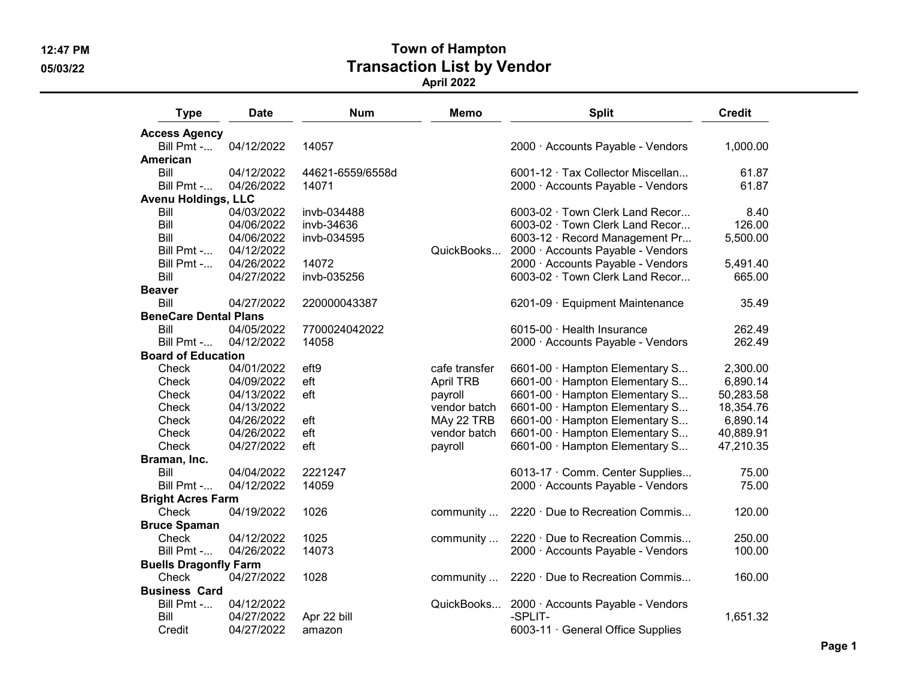# Town of Hampton

## Transaction List by Vendor

### April 2022

| Type | Date | Num | Memo | Split | Credit |
|---|---|---|---|---|---|
| **Access Agency** | | | | | |
| Bill Pmt -... | 04/12/2022 | 14057 | | 2000 · Accounts Payable - Vendors | 1,000.00 |
| **American** | | | | | |
| Bill | 04/12/2022 | 44621-6559/6558d | | 6001-12 · Tax Collector Miscellan... | 61.87 |
| Bill Pmt -... | 04/26/2022 | 14071 | | 2000 · Accounts Payable - Vendors | 61.87 |
| **Avenu Holdings, LLC** | | | | | |
| Bill | 04/03/2022 | invb-034488 | | 6003-02 · Town Clerk Land Recor... | 8.40 |
| Bill | 04/06/2022 | invb-34636 | | 6003-02 · Town Clerk Land Recor... | 126.00 |
| Bill | 04/06/2022 | invb-034595 | | 6003-12 · Record Management Pr... | 5,500.00 |
| Bill Pmt -... | 04/12/2022 | | QuickBooks... | 2000 · Accounts Payable - Vendors | |
| Bill Pmt -... | 04/26/2022 | 14072 | | 2000 · Accounts Payable - Vendors | 5,491.40 |
| Bill | 04/27/2022 | invb-035256 | | 6003-02 · Town Clerk Land Recor... | 665.00 |
| **Beaver** | | | | | |
| Bill | 04/27/2022 | 220000043387 | | 6201-09 · Equipment Maintenance | 35.49 |
| **BeneCare Dental Plans** | | | | | |
| Bill | 04/05/2022 | 7700024042022 | | 6015-00 · Health Insurance | 262.49 |
| Bill Pmt -... | 04/12/2022 | 14058 | | 2000 · Accounts Payable - Vendors | 262.49 |
| **Board of Education** | | | | | |
| Check | 04/01/2022 | eft9 | cafe transfer | 6601-00 · Hampton Elementary S... | 2,300.00 |
| Check | 04/09/2022 | eft | April TRB | 6601-00 · Hampton Elementary S... | 6,890.14 |
| Check | 04/13/2022 | eft | payroll | 6601-00 · Hampton Elementary S... | 50,283.58 |
| Check | 04/13/2022 | | vendor batch | 6601-00 · Hampton Elementary S... | 18,354.76 |
| Check | 04/26/2022 | eft | MAy 22 TRB | 6601-00 · Hampton Elementary S... | 6,890.14 |
| Check | 04/26/2022 | eft | vendor batch | 6601-00 · Hampton Elementary S... | 40,889.91 |
| Check | 04/27/2022 | eft | payroll | 6601-00 · Hampton Elementary S... | 47,210.35 |
| **Braman, Inc.** | | | | | |
| Bill | 04/04/2022 | 2221247 | | 6013-17 · Comm. Center Supplies... | 75.00 |
| Bill Pmt -... | 04/12/2022 | 14059 | | 2000 · Accounts Payable - Vendors | 75.00 |
| **Bright Acres Farm** | | | | | |
| Check | 04/19/2022 | 1026 | community ... | 2220 · Due to Recreation Commis... | 120.00 |
| **Bruce Spaman** | | | | | |
| Check | 04/12/2022 | 1025 | community ... | 2220 · Due to Recreation Commis... | 250.00 |
| Bill Pmt -... | 04/26/2022 | 14073 | | 2000 · Accounts Payable - Vendors | 100.00 |
| **Buells Dragonfly Farm** | | | | | |
| Check | 04/27/2022 | 1028 | community ... | 2220 · Due to Recreation Commis... | 160.00 |
| **Business Card** | | | | | |
| Bill Pmt -... | 04/12/2022 | | QuickBooks... | 2000 · Accounts Payable - Vendors | |
| Bill | 04/27/2022 | Apr 22 bill | | -SPLIT- | 1,651.32 |
| Credit | 04/27/2022 | amazon | | 6003-11 · General Office Supplies | |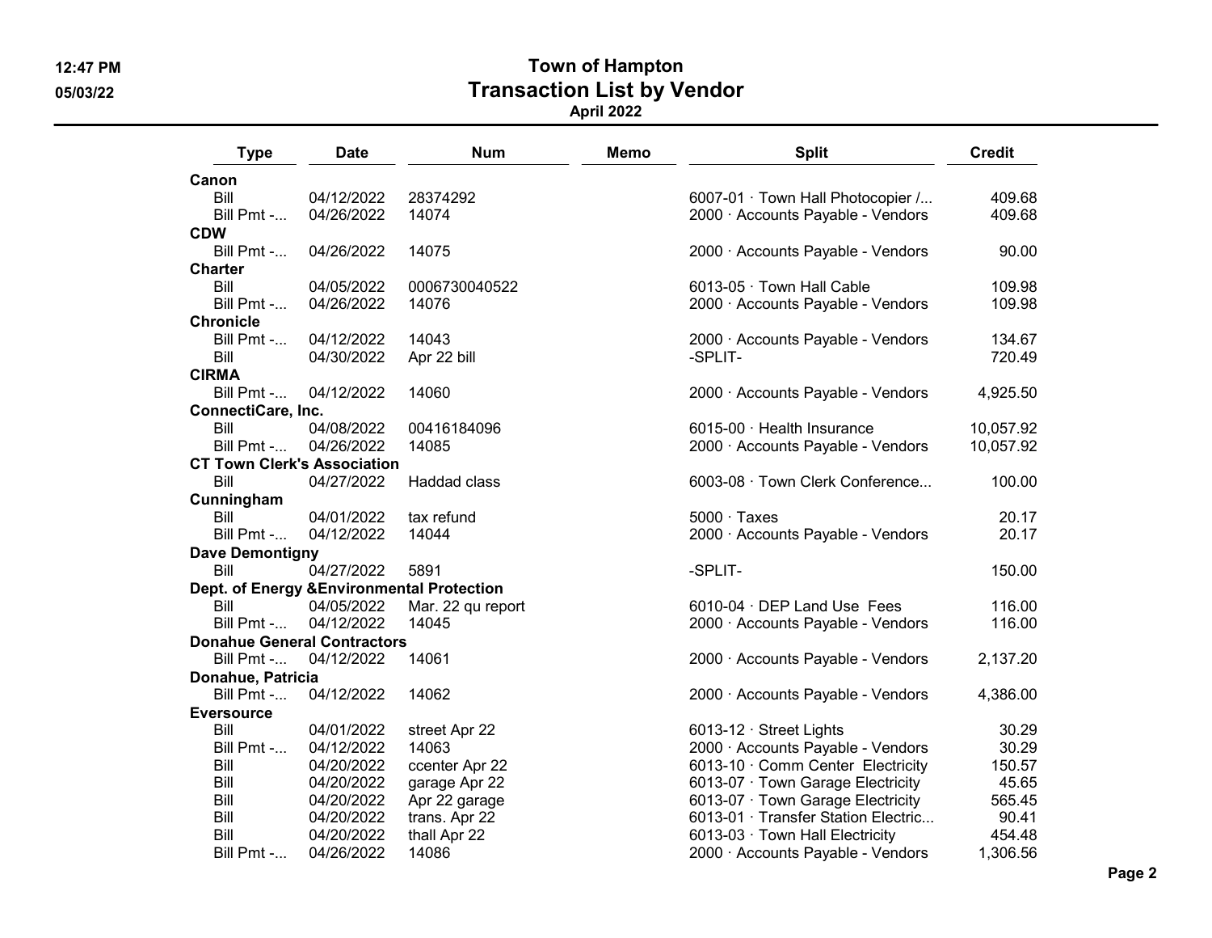# Town of Hampton
## Transaction List by Vendor
### April 2022

| Type | Date | Num | Memo | Split | Credit |
|---|---|---|---|---|---|
| **Canon** | | | | | |
| Bill | 04/12/2022 | 28374292 | | 6007-01 · Town Hall Photocopier /... | 409.68 |
| Bill Pmt -... | 04/26/2022 | 14074 | | 2000 · Accounts Payable - Vendors | 409.68 |
| **CDW** | | | | | |
| Bill Pmt -... | 04/26/2022 | 14075 | | 2000 · Accounts Payable - Vendors | 90.00 |
| **Charter** | | | | | |
| Bill | 04/05/2022 | 0006730040522 | | 6013-05 · Town Hall Cable | 109.98 |
| Bill Pmt -... | 04/26/2022 | 14076 | | 2000 · Accounts Payable - Vendors | 109.98 |
| **Chronicle** | | | | | |
| Bill Pmt -... | 04/12/2022 | 14043 | | 2000 · Accounts Payable - Vendors | 134.67 |
| Bill | 04/30/2022 | Apr 22 bill | | -SPLIT- | 720.49 |
| **CIRMA** | | | | | |
| Bill Pmt -... | 04/12/2022 | 14060 | | 2000 · Accounts Payable - Vendors | 4,925.50 |
| **ConnectiCare, Inc.** | | | | | |
| Bill | 04/08/2022 | 00416184096 | | 6015-00 · Health Insurance | 10,057.92 |
| Bill Pmt -... | 04/26/2022 | 14085 | | 2000 · Accounts Payable - Vendors | 10,057.92 |
| **CT Town Clerk's Association** | | | | | |
| Bill | 04/27/2022 | Haddad class | | 6003-08 · Town Clerk Conference... | 100.00 |
| **Cunningham** | | | | | |
| Bill | 04/01/2022 | tax refund | | 5000 · Taxes | 20.17 |
| Bill Pmt -... | 04/12/2022 | 14044 | | 2000 · Accounts Payable - Vendors | 20.17 |
| **Dave Demontigny** | | | | | |
| Bill | 04/27/2022 | 5891 | | -SPLIT- | 150.00 |
| **Dept. of Energy &Environmental Protection** | | | | | |
| Bill | 04/05/2022 | Mar. 22 qu report | | 6010-04 · DEP Land Use Fees | 116.00 |
| Bill Pmt -... | 04/12/2022 | 14045 | | 2000 · Accounts Payable - Vendors | 116.00 |
| **Donahue General Contractors** | | | | | |
| Bill Pmt -... | 04/12/2022 | 14061 | | 2000 · Accounts Payable - Vendors | 2,137.20 |
| **Donahue, Patricia** | | | | | |
| Bill Pmt -... | 04/12/2022 | 14062 | | 2000 · Accounts Payable - Vendors | 4,386.00 |
| **Eversource** | | | | | |
| Bill | 04/01/2022 | street Apr 22 | | 6013-12 · Street Lights | 30.29 |
| Bill Pmt -... | 04/12/2022 | 14063 | | 2000 · Accounts Payable - Vendors | 30.29 |
| Bill | 04/20/2022 | ccenter Apr 22 | | 6013-10 · Comm Center Electricity | 150.57 |
| Bill | 04/20/2022 | garage Apr 22 | | 6013-07 · Town Garage Electricity | 45.65 |
| Bill | 04/20/2022 | Apr 22 garage | | 6013-07 · Town Garage Electricity | 565.45 |
| Bill | 04/20/2022 | trans. Apr 22 | | 6013-01 · Transfer Station Electric... | 90.41 |
| Bill | 04/20/2022 | thall Apr 22 | | 6013-03 · Town Hall Electricity | 454.48 |
| Bill Pmt -... | 04/26/2022 | 14086 | | 2000 · Accounts Payable - Vendors | 1,306.56 |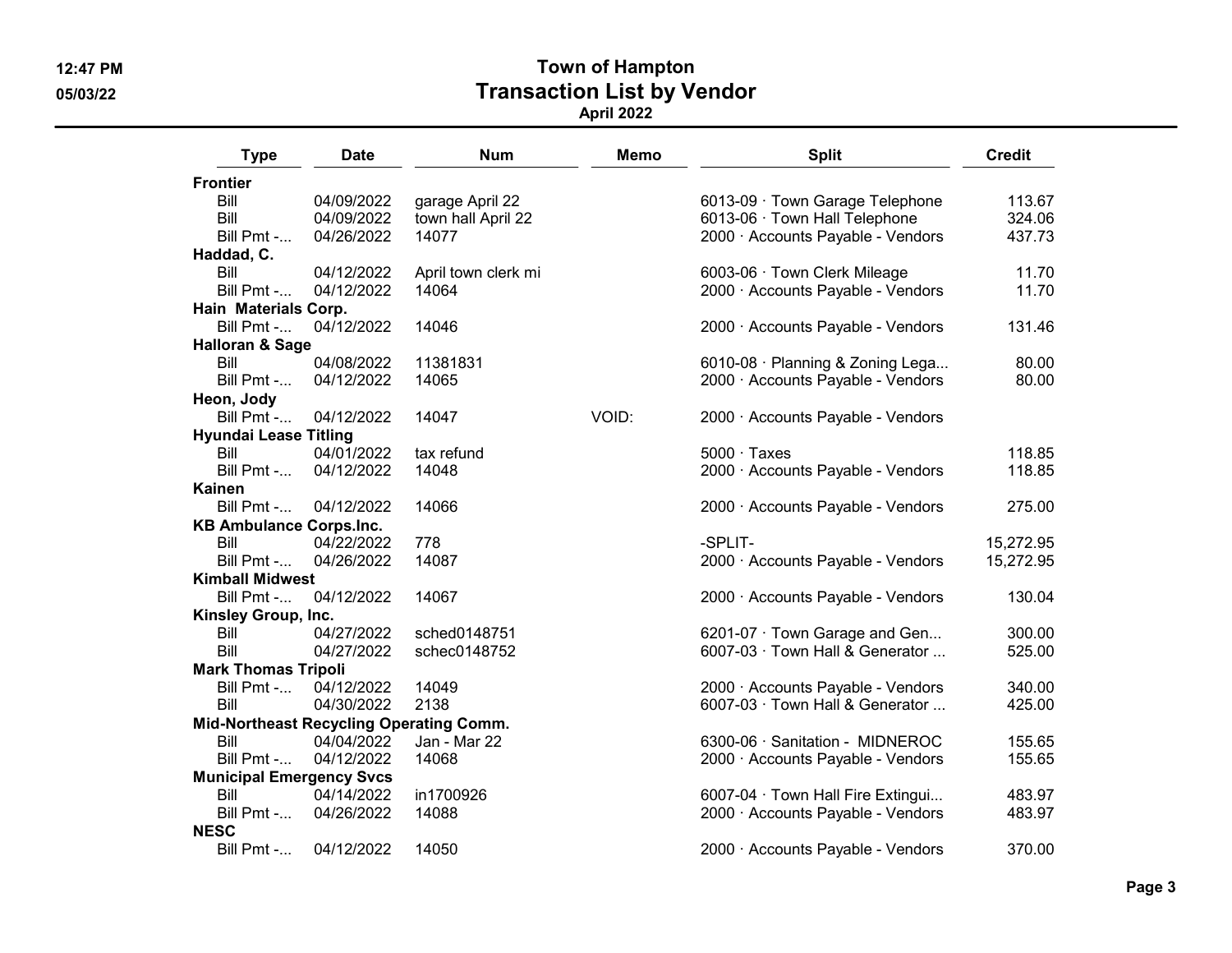# Town of Hampton
## Transaction List by Vendor
### April 2022

| Type | Date | Num | Memo | Split | Credit |
|---|---|---|---|---|---|
| **Frontier** | | | | | |
| Bill | 04/09/2022 | garage April 22 | | 6013-09 · Town Garage Telephone | 113.67 |
| Bill | 04/09/2022 | town hall April 22 | | 6013-06 · Town Hall Telephone | 324.06 |
| Bill Pmt -... | 04/26/2022 | 14077 | | 2000 · Accounts Payable - Vendors | 437.73 |
| **Haddad, C.** | | | | | |
| Bill | 04/12/2022 | April town clerk mi | | 6003-06 · Town Clerk Mileage | 11.70 |
| Bill Pmt -... | 04/12/2022 | 14064 | | 2000 · Accounts Payable - Vendors | 11.70 |
| **Hain Materials Corp.** | | | | | |
| Bill Pmt -... | 04/12/2022 | 14046 | | 2000 · Accounts Payable - Vendors | 131.46 |
| **Halloran & Sage** | | | | | |
| Bill | 04/08/2022 | 11381831 | | 6010-08 · Planning & Zoning Lega... | 80.00 |
| Bill Pmt -... | 04/12/2022 | 14065 | | 2000 · Accounts Payable - Vendors | 80.00 |
| **Heon, Jody** | | | | | |
| Bill Pmt -... | 04/12/2022 | 14047 | VOID: | 2000 · Accounts Payable - Vendors | |
| **Hyundai Lease Titling** | | | | | |
| Bill | 04/01/2022 | tax refund | | 5000 · Taxes | 118.85 |
| Bill Pmt -... | 04/12/2022 | 14048 | | 2000 · Accounts Payable - Vendors | 118.85 |
| **Kainen** | | | | | |
| Bill Pmt -... | 04/12/2022 | 14066 | | 2000 · Accounts Payable - Vendors | 275.00 |
| **KB Ambulance Corps.Inc.** | | | | | |
| Bill | 04/22/2022 | 778 | | -SPLIT- | 15,272.95 |
| Bill Pmt -... | 04/26/2022 | 14087 | | 2000 · Accounts Payable - Vendors | 15,272.95 |
| **Kimball Midwest** | | | | | |
| Bill Pmt -... | 04/12/2022 | 14067 | | 2000 · Accounts Payable - Vendors | 130.04 |
| **Kinsley Group, Inc.** | | | | | |
| Bill | 04/27/2022 | sched0148751 | | 6201-07 · Town Garage and Gen... | 300.00 |
| Bill | 04/27/2022 | schec0148752 | | 6007-03 · Town Hall & Generator ... | 525.00 |
| **Mark Thomas Tripoli** | | | | | |
| Bill Pmt -... | 04/12/2022 | 14049 | | 2000 · Accounts Payable - Vendors | 340.00 |
| Bill | 04/30/2022 | 2138 | | 6007-03 · Town Hall & Generator ... | 425.00 |
| **Mid-Northeast Recycling Operating Comm.** | | | | | |
| Bill | 04/04/2022 | Jan - Mar 22 | | 6300-06 · Sanitation - MIDNEROC | 155.65 |
| Bill Pmt -... | 04/12/2022 | 14068 | | 2000 · Accounts Payable - Vendors | 155.65 |
| **Municipal Emergency Svcs** | | | | | |
| Bill | 04/14/2022 | in1700926 | | 6007-04 · Town Hall Fire Extingui... | 483.97 |
| Bill Pmt -... | 04/26/2022 | 14088 | | 2000 · Accounts Payable - Vendors | 483.97 |
| **NESC** | | | | | |
| Bill Pmt -... | 04/12/2022 | 14050 | | 2000 · Accounts Payable - Vendors | 370.00 |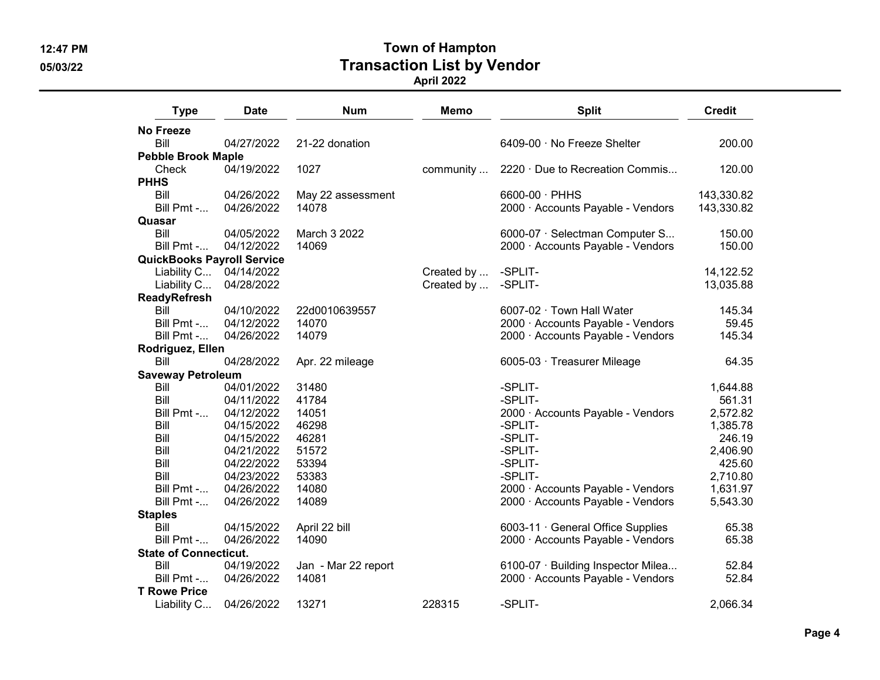# Town of Hampton

## Transaction List by Vendor

### April 2022

| Type | Date | Num | Memo | Split | Credit |
|---|---|---|---|---|---|
| **No Freeze** | | | | | |
| Bill | 04/27/2022 | 21-22 donation | | 6409-00 · No Freeze Shelter | 200.00 |
| **Pebble Brook Maple** | | | | | |
| Check | 04/19/2022 | 1027 | community ... | 2220 · Due to Recreation Commis... | 120.00 |
| **PHHS** | | | | | |
| Bill | 04/26/2022 | May 22 assessment | | 6600-00 · PHHS | 143,330.82 |
| Bill Pmt -... | 04/26/2022 | 14078 | | 2000 · Accounts Payable - Vendors | 143,330.82 |
| **Quasar** | | | | | |
| Bill | 04/05/2022 | March 3 2022 | | 6000-07 · Selectman Computer S... | 150.00 |
| Bill Pmt -... | 04/12/2022 | 14069 | | 2000 · Accounts Payable - Vendors | 150.00 |
| **QuickBooks Payroll Service** | | | | | |
| Liability C... | 04/14/2022 | | Created by ... | -SPLIT- | 14,122.52 |
| Liability C... | 04/28/2022 | | Created by ... | -SPLIT- | 13,035.88 |
| **ReadyRefresh** | | | | | |
| Bill | 04/10/2022 | 22d0010639557 | | 6007-02 · Town Hall Water | 145.34 |
| Bill Pmt -... | 04/12/2022 | 14070 | | 2000 · Accounts Payable - Vendors | 59.45 |
| Bill Pmt -... | 04/26/2022 | 14079 | | 2000 · Accounts Payable - Vendors | 145.34 |
| **Rodriguez, Ellen** | | | | | |
| Bill | 04/28/2022 | Apr. 22 mileage | | 6005-03 · Treasurer Mileage | 64.35 |
| **Saveway Petroleum** | | | | | |
| Bill | 04/01/2022 | 31480 | | -SPLIT- | 1,644.88 |
| Bill | 04/11/2022 | 41784 | | -SPLIT- | 561.31 |
| Bill Pmt -... | 04/12/2022 | 14051 | | 2000 · Accounts Payable - Vendors | 2,572.82 |
| Bill | 04/15/2022 | 46298 | | -SPLIT- | 1,385.78 |
| Bill | 04/15/2022 | 46281 | | -SPLIT- | 246.19 |
| Bill | 04/21/2022 | 51572 | | -SPLIT- | 2,406.90 |
| Bill | 04/22/2022 | 53394 | | -SPLIT- | 425.60 |
| Bill | 04/23/2022 | 53383 | | -SPLIT- | 2,710.80 |
| Bill Pmt -... | 04/26/2022 | 14080 | | 2000 · Accounts Payable - Vendors | 1,631.97 |
| Bill Pmt -... | 04/26/2022 | 14089 | | 2000 · Accounts Payable - Vendors | 5,543.30 |
| **Staples** | | | | | |
| Bill | 04/15/2022 | April 22 bill | | 6003-11 · General Office Supplies | 65.38 |
| Bill Pmt -... | 04/26/2022 | 14090 | | 2000 · Accounts Payable - Vendors | 65.38 |
| **State of Connecticut.** | | | | | |
| Bill | 04/19/2022 | Jan - Mar 22 report | | 6100-07 · Building Inspector Milea... | 52.84 |
| Bill Pmt -... | 04/26/2022 | 14081 | | 2000 · Accounts Payable - Vendors | 52.84 |
| **T Rowe Price** | | | | | |
| Liability C... | 04/26/2022 | 13271 | 228315 | -SPLIT- | 2,066.34 |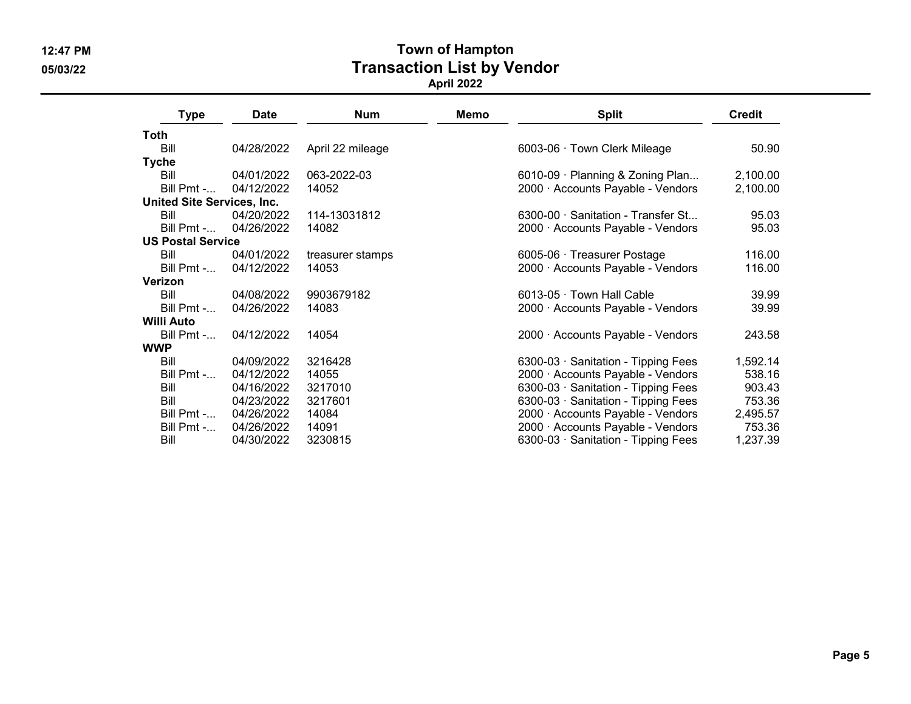# Town of Hampton

## Transaction List by Vendor

### April 2022

| Type | Date | Num | Memo | Split | Credit |
|---|---|---|---|---|---|
| **Toth** | | | | | |
| Bill | 04/28/2022 | April 22 mileage | | 6003-06 · Town Clerk Mileage | 50.90 |
| **Tyche** | | | | | |
| Bill | 04/01/2022 | 063-2022-03 | | 6010-09 · Planning & Zoning Plan... | 2,100.00 |
| Bill Pmt -... | 04/12/2022 | 14052 | | 2000 · Accounts Payable - Vendors | 2,100.00 |
| **United Site Services, Inc.** | | | | | |
| Bill | 04/20/2022 | 114-13031812 | | 6300-00 · Sanitation - Transfer St... | 95.03 |
| Bill Pmt -... | 04/26/2022 | 14082 | | 2000 · Accounts Payable - Vendors | 95.03 |
| **US Postal Service** | | | | | |
| Bill | 04/01/2022 | treasurer stamps | | 6005-06 · Treasurer Postage | 116.00 |
| Bill Pmt -... | 04/12/2022 | 14053 | | 2000 · Accounts Payable - Vendors | 116.00 |
| **Verizon** | | | | | |
| Bill | 04/08/2022 | 9903679182 | | 6013-05 · Town Hall Cable | 39.99 |
| Bill Pmt -... | 04/26/2022 | 14083 | | 2000 · Accounts Payable - Vendors | 39.99 |
| **Willi Auto** | | | | | |
| Bill Pmt -... | 04/12/2022 | 14054 | | 2000 · Accounts Payable - Vendors | 243.58 |
| **WWP** | | | | | |
| Bill | 04/09/2022 | 3216428 | | 6300-03 · Sanitation - Tipping Fees | 1,592.14 |
| Bill Pmt -... | 04/12/2022 | 14055 | | 2000 · Accounts Payable - Vendors | 538.16 |
| Bill | 04/16/2022 | 3217010 | | 6300-03 · Sanitation - Tipping Fees | 903.43 |
| Bill | 04/23/2022 | 3217601 | | 6300-03 · Sanitation - Tipping Fees | 753.36 |
| Bill Pmt -... | 04/26/2022 | 14084 | | 2000 · Accounts Payable - Vendors | 2,495.57 |
| Bill Pmt -... | 04/26/2022 | 14091 | | 2000 · Accounts Payable - Vendors | 753.36 |
| Bill | 04/30/2022 | 3230815 | | 6300-03 · Sanitation - Tipping Fees | 1,237.39 |